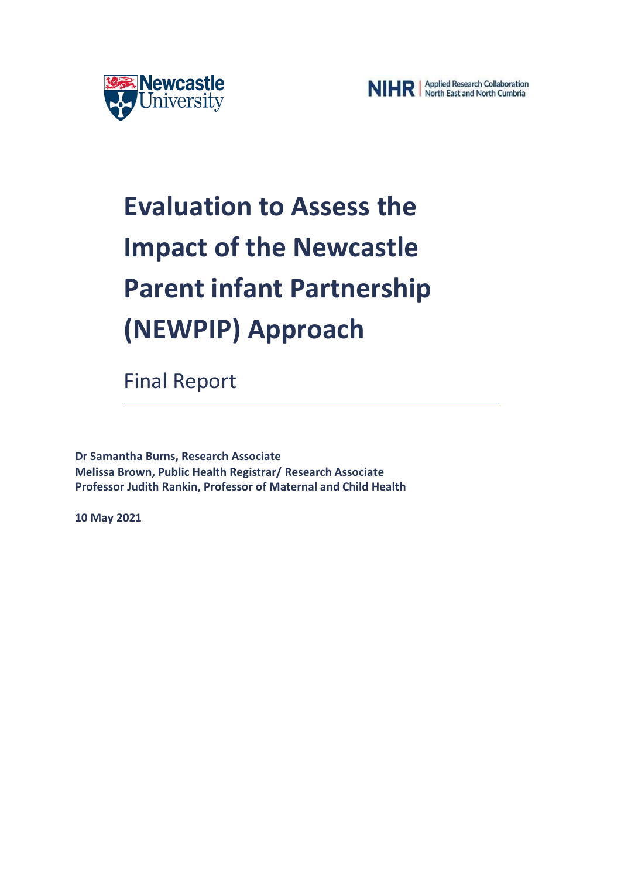Newcastle University

NIHR | Applied Research Collaboration North East and North Cumbria

# Evaluation to Assess the Impact of the Newcastle Parent infant Partnership (NEWPIP) Approach

Final Report

**Dr Samantha Burns, Research Associate**
**Melissa Brown, Public Health Registrar/ Research Associate**
**Professor Judith Rankin, Professor of Maternal and Child Health**

**10 May 2021**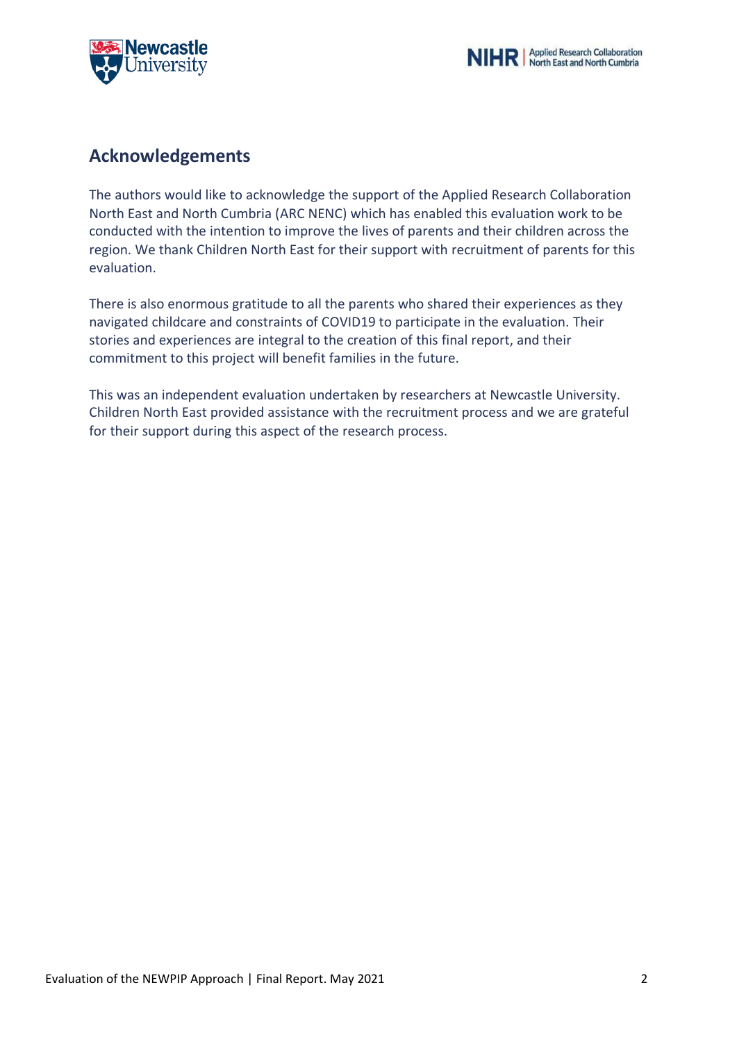## Acknowledgements

The authors would like to acknowledge the support of the Applied Research Collaboration North East and North Cumbria (ARC NENC) which has enabled this evaluation work to be conducted with the intention to improve the lives of parents and their children across the region. We thank Children North East for their support with recruitment of parents for this evaluation.

There is also enormous gratitude to all the parents who shared their experiences as they navigated childcare and constraints of COVID19 to participate in the evaluation. Their stories and experiences are integral to the creation of this final report, and their commitment to this project will benefit families in the future.

This was an independent evaluation undertaken by researchers at Newcastle University. Children North East provided assistance with the recruitment process and we are grateful for their support during this aspect of the research process.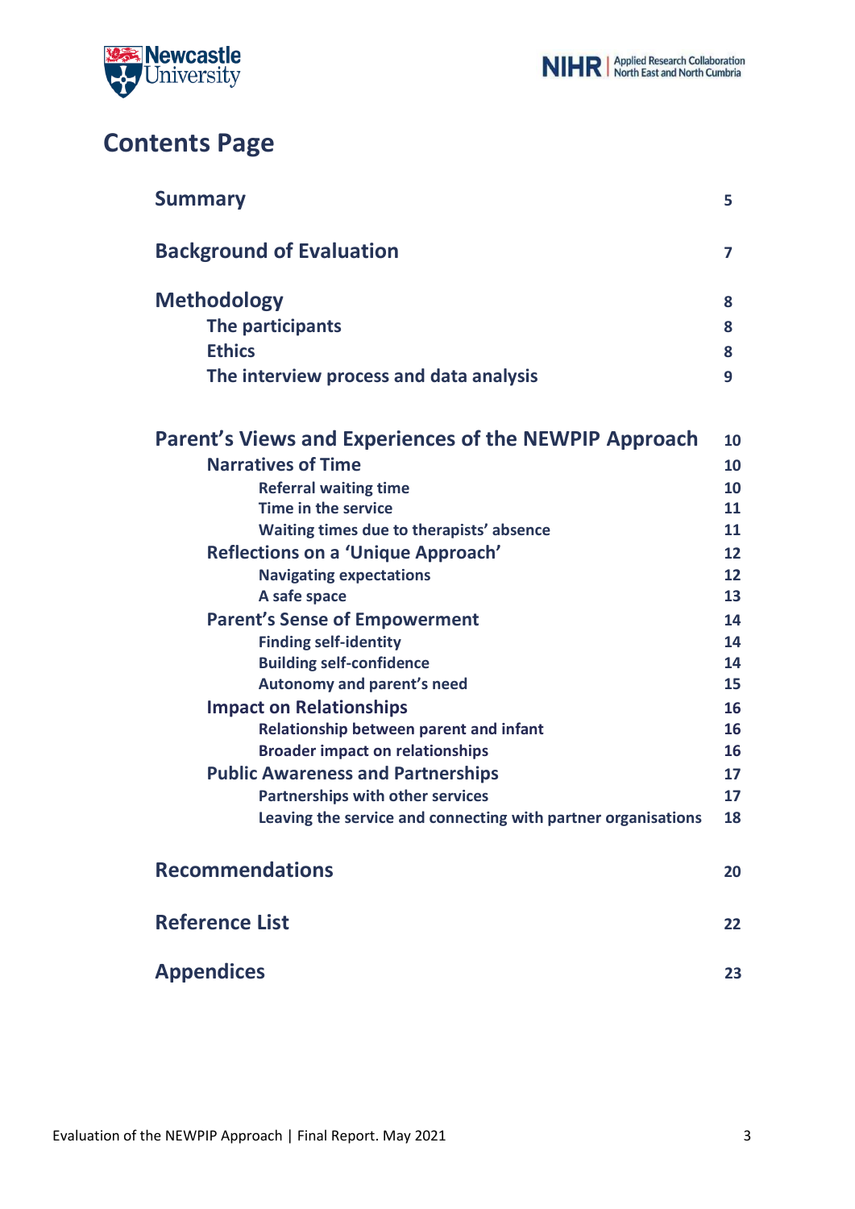# Contents Page

| | |
|---|---|
| **Summary** | **5** |
| **Background of Evaluation** | **7** |
| **Methodology** | **8** |
| **The participants** | **8** |
| **Ethics** | **8** |
| **The interview process and data analysis** | **9** |
| **Parent's Views and Experiences of the NEWPIP Approach** | **10** |
| **Narratives of Time** | **10** |
| **Referral waiting time** | **10** |
| **Time in the service** | **11** |
| **Waiting times due to therapists' absence** | **11** |
| **Reflections on a 'Unique Approach'** | **12** |
| **Navigating expectations** | **12** |
| **A safe space** | **13** |
| **Parent's Sense of Empowerment** | **14** |
| **Finding self-identity** | **14** |
| **Building self-confidence** | **14** |
| **Autonomy and parent's need** | **15** |
| **Impact on Relationships** | **16** |
| **Relationship between parent and infant** | **16** |
| **Broader impact on relationships** | **16** |
| **Public Awareness and Partnerships** | **17** |
| **Partnerships with other services** | **17** |
| **Leaving the service and connecting with partner organisations** | **18** |
| **Recommendations** | **20** |
| **Reference List** | **22** |
| **Appendices** | **23** |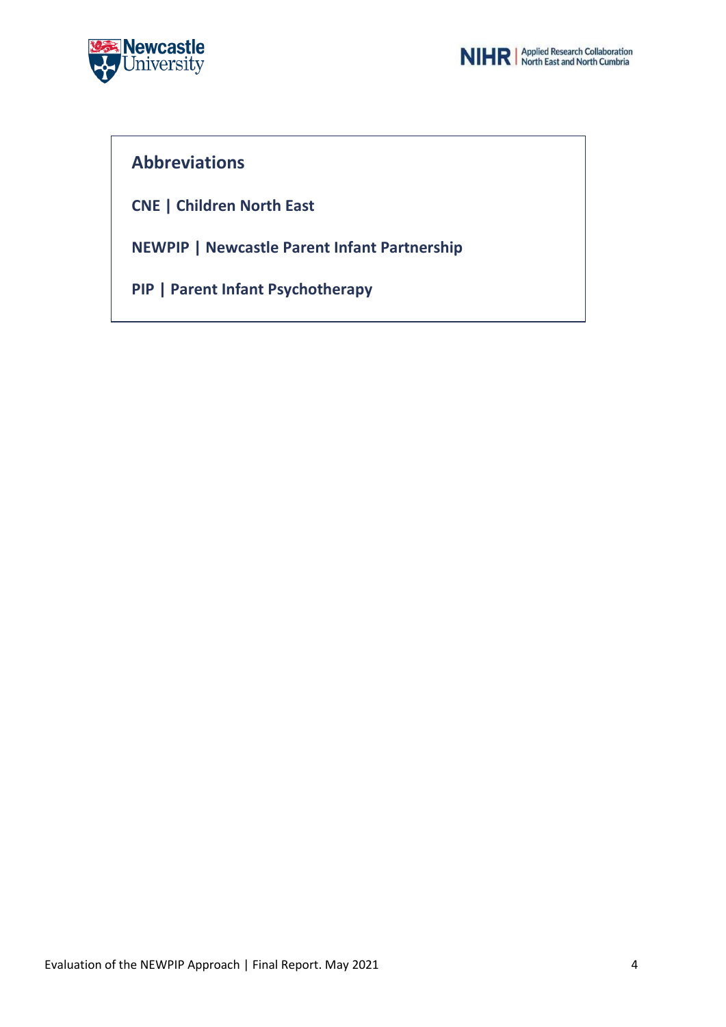## Abbreviations

**CNE | Children North East**

**NEWPIP | Newcastle Parent Infant Partnership**

**PIP | Parent Infant Psychotherapy**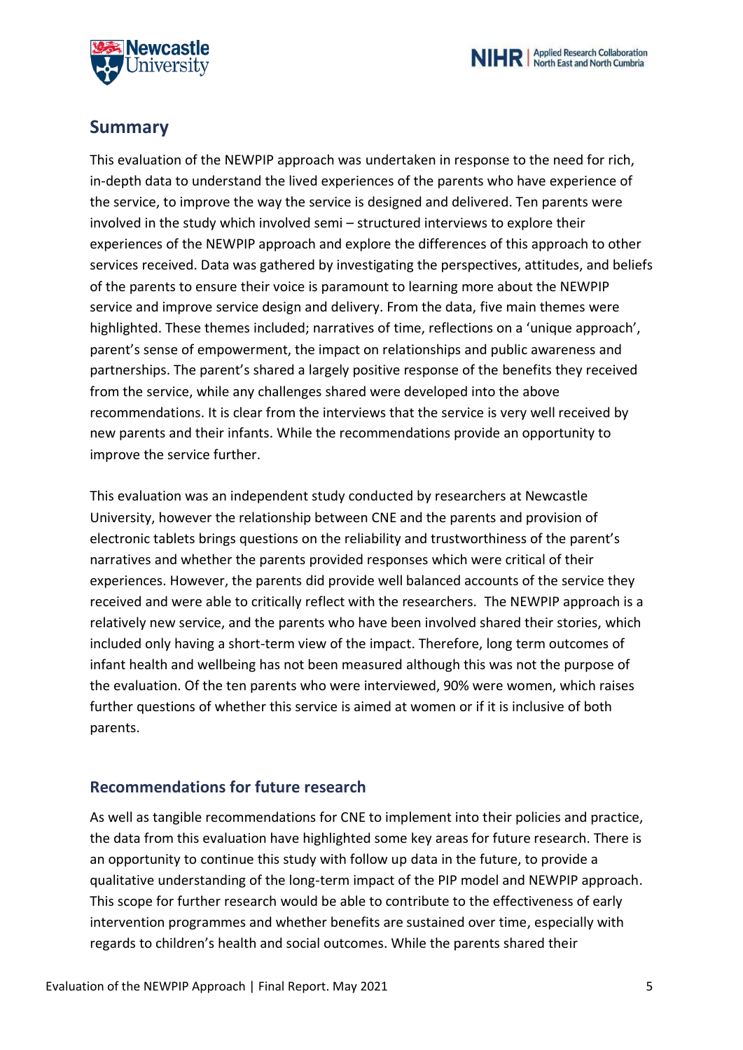## Summary

This evaluation of the NEWPIP approach was undertaken in response to the need for rich, in-depth data to understand the lived experiences of the parents who have experience of the service, to improve the way the service is designed and delivered. Ten parents were involved in the study which involved semi – structured interviews to explore their experiences of the NEWPIP approach and explore the differences of this approach to other services received. Data was gathered by investigating the perspectives, attitudes, and beliefs of the parents to ensure their voice is paramount to learning more about the NEWPIP service and improve service design and delivery. From the data, five main themes were highlighted. These themes included; narratives of time, reflections on a 'unique approach', parent's sense of empowerment, the impact on relationships and public awareness and partnerships. The parent's shared a largely positive response of the benefits they received from the service, while any challenges shared were developed into the above recommendations. It is clear from the interviews that the service is very well received by new parents and their infants. While the recommendations provide an opportunity to improve the service further.

This evaluation was an independent study conducted by researchers at Newcastle University, however the relationship between CNE and the parents and provision of electronic tablets brings questions on the reliability and trustworthiness of the parent's narratives and whether the parents provided responses which were critical of their experiences. However, the parents did provide well balanced accounts of the service they received and were able to critically reflect with the researchers. The NEWPIP approach is a relatively new service, and the parents who have been involved shared their stories, which included only having a short-term view of the impact. Therefore, long term outcomes of infant health and wellbeing has not been measured although this was not the purpose of the evaluation. Of the ten parents who were interviewed, 90% were women, which raises further questions of whether this service is aimed at women or if it is inclusive of both parents.

### Recommendations for future research

As well as tangible recommendations for CNE to implement into their policies and practice, the data from this evaluation have highlighted some key areas for future research. There is an opportunity to continue this study with follow up data in the future, to provide a qualitative understanding of the long-term impact of the PIP model and NEWPIP approach. This scope for further research would be able to contribute to the effectiveness of early intervention programmes and whether benefits are sustained over time, especially with regards to children's health and social outcomes. While the parents shared their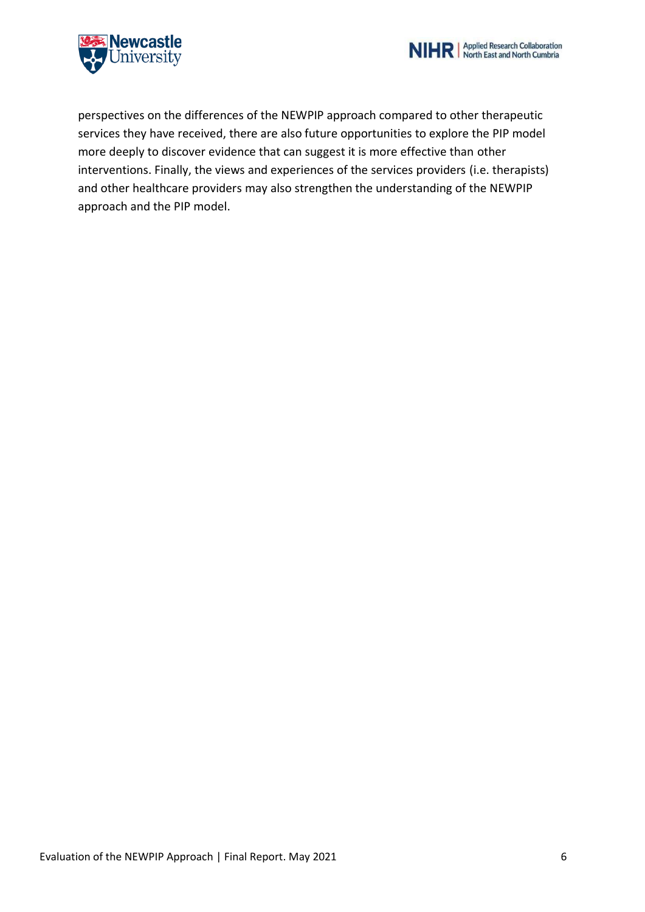perspectives on the differences of the NEWPIP approach compared to other therapeutic services they have received, there are also future opportunities to explore the PIP model more deeply to discover evidence that can suggest it is more effective than other interventions. Finally, the views and experiences of the services providers (i.e. therapists) and other healthcare providers may also strengthen the understanding of the NEWPIP approach and the PIP model.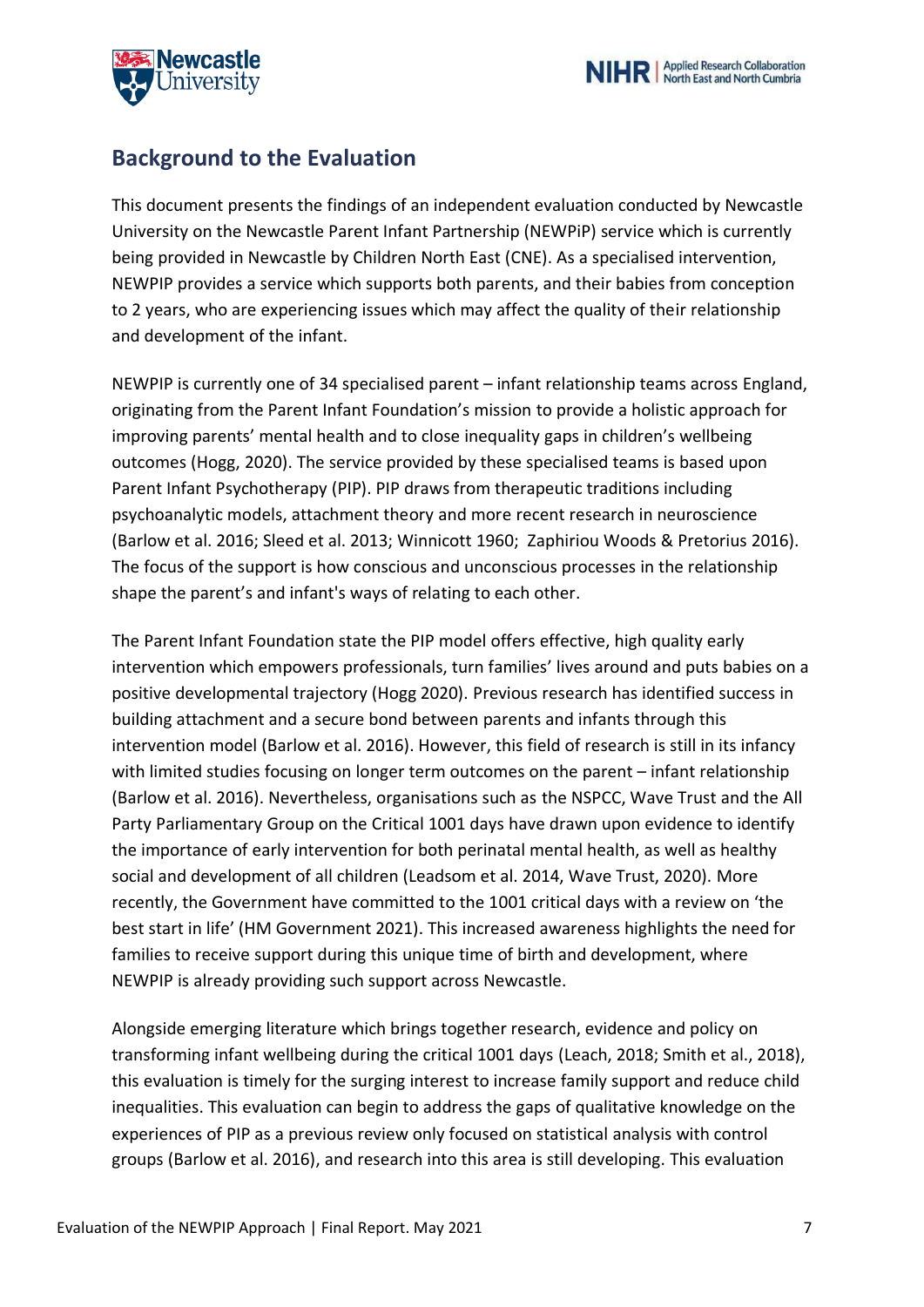## Background to the Evaluation

This document presents the findings of an independent evaluation conducted by Newcastle University on the Newcastle Parent Infant Partnership (NEWPiP) service which is currently being provided in Newcastle by Children North East (CNE). As a specialised intervention, NEWPIP provides a service which supports both parents, and their babies from conception to 2 years, who are experiencing issues which may affect the quality of their relationship and development of the infant.

NEWPIP is currently one of 34 specialised parent – infant relationship teams across England, originating from the Parent Infant Foundation's mission to provide a holistic approach for improving parents' mental health and to close inequality gaps in children's wellbeing outcomes (Hogg, 2020). The service provided by these specialised teams is based upon Parent Infant Psychotherapy (PIP). PIP draws from therapeutic traditions including psychoanalytic models, attachment theory and more recent research in neuroscience (Barlow et al. 2016; Sleed et al. 2013; Winnicott 1960; Zaphiriou Woods & Pretorius 2016). The focus of the support is how conscious and unconscious processes in the relationship shape the parent's and infant's ways of relating to each other.

The Parent Infant Foundation state the PIP model offers effective, high quality early intervention which empowers professionals, turn families' lives around and puts babies on a positive developmental trajectory (Hogg 2020). Previous research has identified success in building attachment and a secure bond between parents and infants through this intervention model (Barlow et al. 2016). However, this field of research is still in its infancy with limited studies focusing on longer term outcomes on the parent – infant relationship (Barlow et al. 2016). Nevertheless, organisations such as the NSPCC, Wave Trust and the All Party Parliamentary Group on the Critical 1001 days have drawn upon evidence to identify the importance of early intervention for both perinatal mental health, as well as healthy social and development of all children (Leadsom et al. 2014, Wave Trust, 2020). More recently, the Government have committed to the 1001 critical days with a review on 'the best start in life' (HM Government 2021). This increased awareness highlights the need for families to receive support during this unique time of birth and development, where NEWPIP is already providing such support across Newcastle.

Alongside emerging literature which brings together research, evidence and policy on transforming infant wellbeing during the critical 1001 days (Leach, 2018; Smith et al., 2018), this evaluation is timely for the surging interest to increase family support and reduce child inequalities. This evaluation can begin to address the gaps of qualitative knowledge on the experiences of PIP as a previous review only focused on statistical analysis with control groups (Barlow et al. 2016), and research into this area is still developing. This evaluation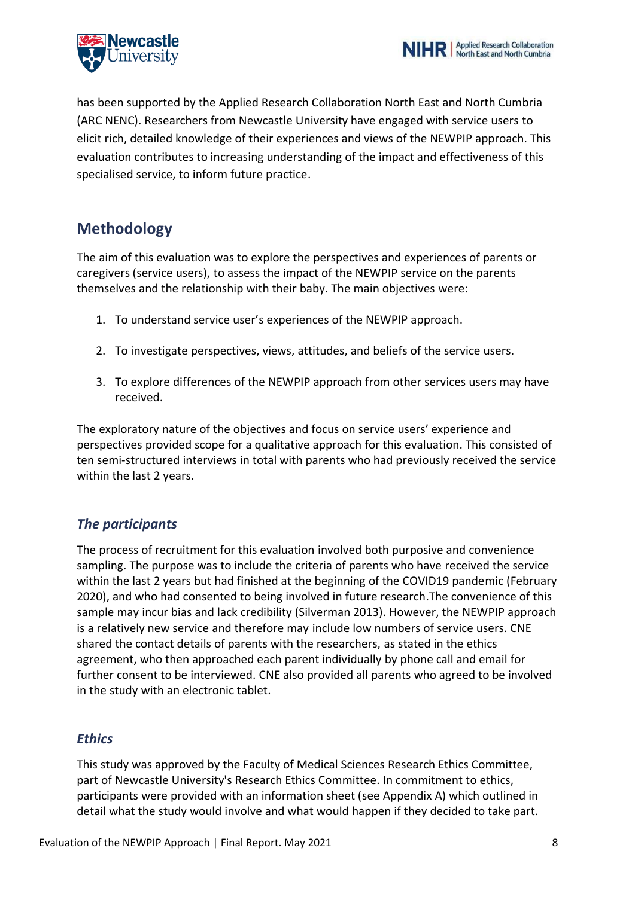has been supported by the Applied Research Collaboration North East and North Cumbria (ARC NENC). Researchers from Newcastle University have engaged with service users to elicit rich, detailed knowledge of their experiences and views of the NEWPIP approach. This evaluation contributes to increasing understanding of the impact and effectiveness of this specialised service, to inform future practice.

## Methodology

The aim of this evaluation was to explore the perspectives and experiences of parents or caregivers (service users), to assess the impact of the NEWPIP service on the parents themselves and the relationship with their baby. The main objectives were:

1. To understand service user's experiences of the NEWPIP approach.
2. To investigate perspectives, views, attitudes, and beliefs of the service users.
3. To explore differences of the NEWPIP approach from other services users may have received.

The exploratory nature of the objectives and focus on service users' experience and perspectives provided scope for a qualitative approach for this evaluation. This consisted of ten semi-structured interviews in total with parents who had previously received the service within the last 2 years.

### *The participants*

The process of recruitment for this evaluation involved both purposive and convenience sampling. The purpose was to include the criteria of parents who have received the service within the last 2 years but had finished at the beginning of the COVID19 pandemic (February 2020), and who had consented to being involved in future research.The convenience of this sample may incur bias and lack credibility (Silverman 2013). However, the NEWPIP approach is a relatively new service and therefore may include low numbers of service users. CNE shared the contact details of parents with the researchers, as stated in the ethics agreement, who then approached each parent individually by phone call and email for further consent to be interviewed. CNE also provided all parents who agreed to be involved in the study with an electronic tablet.

### *Ethics*

This study was approved by the Faculty of Medical Sciences Research Ethics Committee, part of Newcastle University's Research Ethics Committee. In commitment to ethics, participants were provided with an information sheet (see Appendix A) which outlined in detail what the study would involve and what would happen if they decided to take part.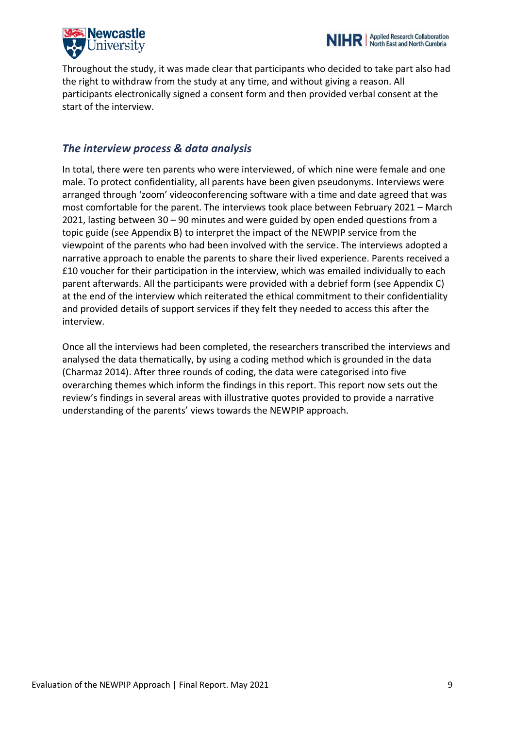Throughout the study, it was made clear that participants who decided to take part also had the right to withdraw from the study at any time, and without giving a reason. All participants electronically signed a consent form and then provided verbal consent at the start of the interview.

## *The interview process & data analysis*

In total, there were ten parents who were interviewed, of which nine were female and one male. To protect confidentiality, all parents have been given pseudonyms. Interviews were arranged through 'zoom' videoconferencing software with a time and date agreed that was most comfortable for the parent. The interviews took place between February 2021 – March 2021, lasting between 30 – 90 minutes and were guided by open ended questions from a topic guide (see Appendix B) to interpret the impact of the NEWPIP service from the viewpoint of the parents who had been involved with the service. The interviews adopted a narrative approach to enable the parents to share their lived experience. Parents received a £10 voucher for their participation in the interview, which was emailed individually to each parent afterwards. All the participants were provided with a debrief form (see Appendix C) at the end of the interview which reiterated the ethical commitment to their confidentiality and provided details of support services if they felt they needed to access this after the interview.

Once all the interviews had been completed, the researchers transcribed the interviews and analysed the data thematically, by using a coding method which is grounded in the data (Charmaz 2014). After three rounds of coding, the data were categorised into five overarching themes which inform the findings in this report. This report now sets out the review's findings in several areas with illustrative quotes provided to provide a narrative understanding of the parents' views towards the NEWPIP approach.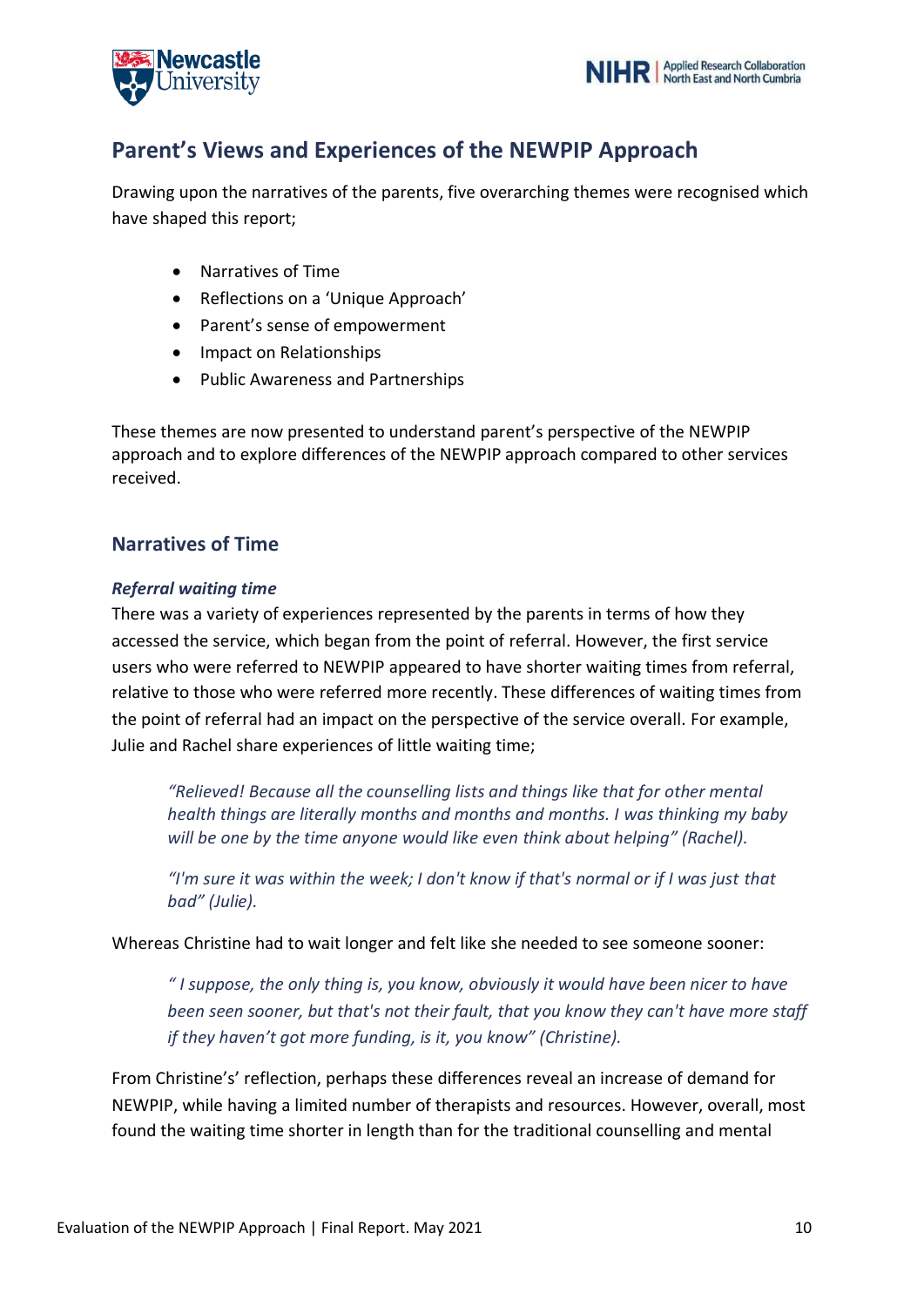## Parent's Views and Experiences of the NEWPIP Approach

Drawing upon the narratives of the parents, five overarching themes were recognised which have shaped this report;

- Narratives of Time
- Reflections on a 'Unique Approach'
- Parent's sense of empowerment
- Impact on Relationships
- Public Awareness and Partnerships

These themes are now presented to understand parent's perspective of the NEWPIP approach and to explore differences of the NEWPIP approach compared to other services received.

### Narratives of Time

#### *Referral waiting time*

There was a variety of experiences represented by the parents in terms of how they accessed the service, which began from the point of referral. However, the first service users who were referred to NEWPIP appeared to have shorter waiting times from referral, relative to those who were referred more recently. These differences of waiting times from the point of referral had an impact on the perspective of the service overall. For example, Julie and Rachel share experiences of little waiting time;

> *"Relieved! Because all the counselling lists and things like that for other mental health things are literally months and months and months. I was thinking my baby will be one by the time anyone would like even think about helping" (Rachel).*

> *"I'm sure it was within the week; I don't know if that's normal or if I was just that bad" (Julie).*

Whereas Christine had to wait longer and felt like she needed to see someone sooner:

> *" I suppose, the only thing is, you know, obviously it would have been nicer to have been seen sooner, but that's not their fault, that you know they can't have more staff if they haven't got more funding, is it, you know" (Christine).*

From Christine's' reflection, perhaps these differences reveal an increase of demand for NEWPIP, while having a limited number of therapists and resources. However, overall, most found the waiting time shorter in length than for the traditional counselling and mental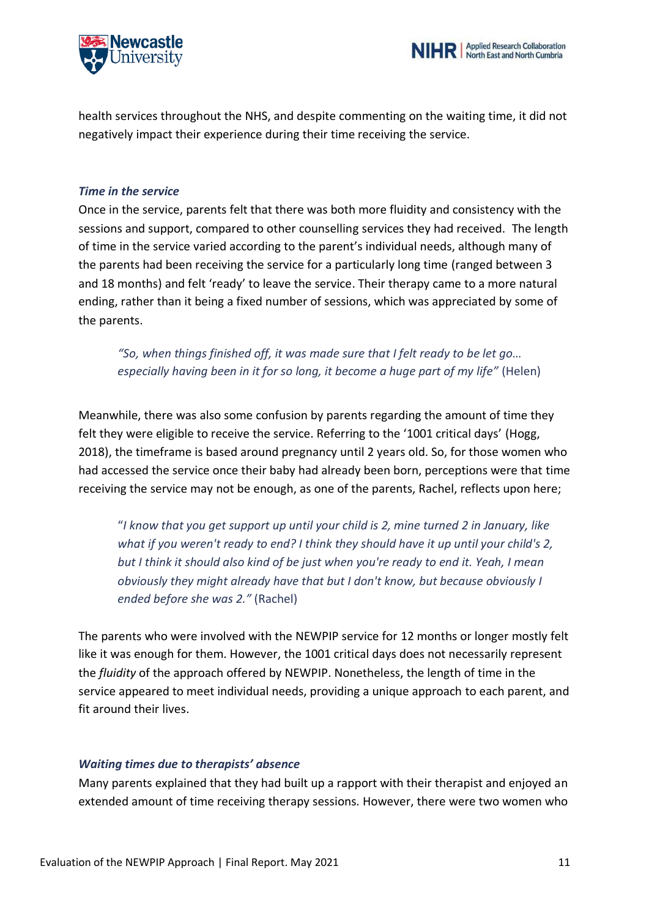health services throughout the NHS, and despite commenting on the waiting time, it did not negatively impact their experience during their time receiving the service.

### *Time in the service*

Once in the service, parents felt that there was both more fluidity and consistency with the sessions and support, compared to other counselling services they had received. The length of time in the service varied according to the parent's individual needs, although many of the parents had been receiving the service for a particularly long time (ranged between 3 and 18 months) and felt 'ready' to leave the service. Their therapy came to a more natural ending, rather than it being a fixed number of sessions, which was appreciated by some of the parents.

> *"So, when things finished off, it was made sure that I felt ready to be let go… especially having been in it for so long, it become a huge part of my life"* (Helen)

Meanwhile, there was also some confusion by parents regarding the amount of time they felt they were eligible to receive the service. Referring to the '1001 critical days' (Hogg, 2018), the timeframe is based around pregnancy until 2 years old. So, for those women who had accessed the service once their baby had already been born, perceptions were that time receiving the service may not be enough, as one of the parents, Rachel, reflects upon here;

> *"I know that you get support up until your child is 2, mine turned 2 in January, like what if you weren't ready to end? I think they should have it up until your child's 2, but I think it should also kind of be just when you're ready to end it. Yeah, I mean obviously they might already have that but I don't know, but because obviously I ended before she was 2."* (Rachel)

The parents who were involved with the NEWPIP service for 12 months or longer mostly felt like it was enough for them. However, the 1001 critical days does not necessarily represent the *fluidity* of the approach offered by NEWPIP. Nonetheless, the length of time in the service appeared to meet individual needs, providing a unique approach to each parent, and fit around their lives.

### *Waiting times due to therapists' absence*

Many parents explained that they had built up a rapport with their therapist and enjoyed an extended amount of time receiving therapy sessions. However, there were two women who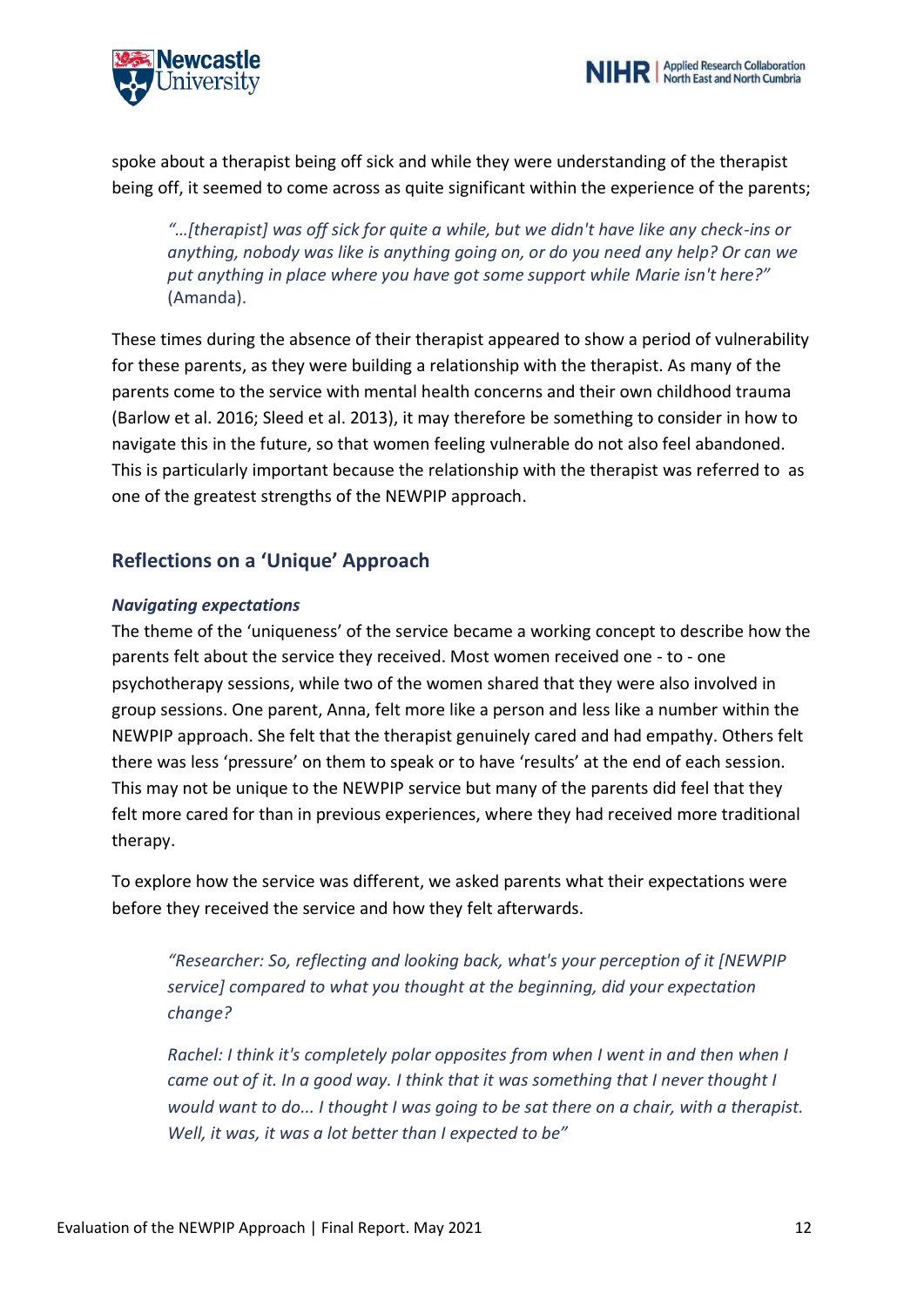spoke about a therapist being off sick and while they were understanding of the therapist being off, it seemed to come across as quite significant within the experience of the parents;

> *"…[therapist] was off sick for quite a while, but we didn't have like any check-ins or anything, nobody was like is anything going on, or do you need any help? Or can we put anything in place where you have got some support while Marie isn't here?"* (Amanda).

These times during the absence of their therapist appeared to show a period of vulnerability for these parents, as they were building a relationship with the therapist. As many of the parents come to the service with mental health concerns and their own childhood trauma (Barlow et al. 2016; Sleed et al. 2013), it may therefore be something to consider in how to navigate this in the future, so that women feeling vulnerable do not also feel abandoned. This is particularly important because the relationship with the therapist was referred to as one of the greatest strengths of the NEWPIP approach.

## Reflections on a 'Unique' Approach

### *Navigating expectations*

The theme of the 'uniqueness' of the service became a working concept to describe how the parents felt about the service they received. Most women received one - to - one psychotherapy sessions, while two of the women shared that they were also involved in group sessions. One parent, Anna, felt more like a person and less like a number within the NEWPIP approach. She felt that the therapist genuinely cared and had empathy. Others felt there was less 'pressure' on them to speak or to have 'results' at the end of each session. This may not be unique to the NEWPIP service but many of the parents did feel that they felt more cared for than in previous experiences, where they had received more traditional therapy.

To explore how the service was different, we asked parents what their expectations were before they received the service and how they felt afterwards.

> *"Researcher: So, reflecting and looking back, what's your perception of it [NEWPIP service] compared to what you thought at the beginning, did your expectation change?*
>
> *Rachel: I think it's completely polar opposites from when I went in and then when I came out of it. In a good way. I think that it was something that I never thought I would want to do... I thought I was going to be sat there on a chair, with a therapist. Well, it was, it was a lot better than I expected to be"*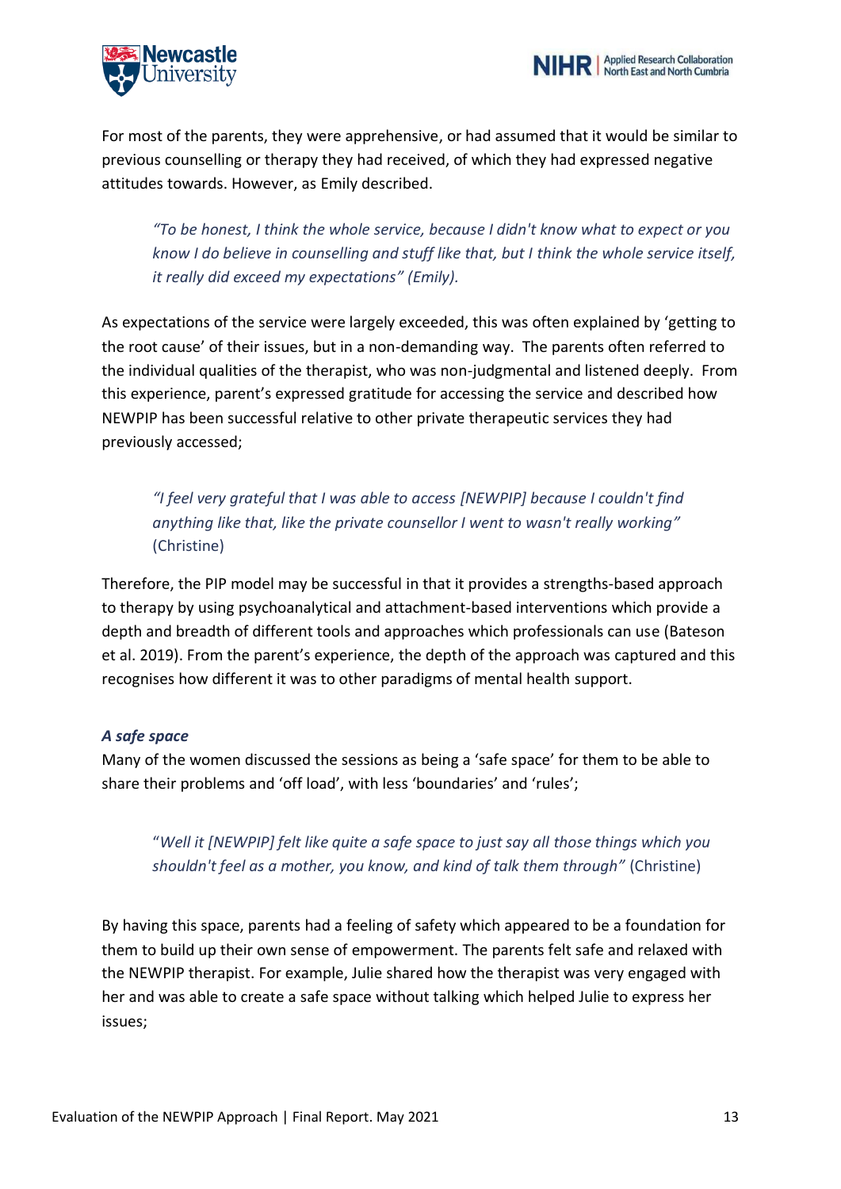For most of the parents, they were apprehensive, or had assumed that it would be similar to previous counselling or therapy they had received, of which they had expressed negative attitudes towards. However, as Emily described.

> *"To be honest, I think the whole service, because I didn't know what to expect or you know I do believe in counselling and stuff like that, but I think the whole service itself, it really did exceed my expectations" (Emily).*

As expectations of the service were largely exceeded, this was often explained by 'getting to the root cause' of their issues, but in a non-demanding way. The parents often referred to the individual qualities of the therapist, who was non-judgmental and listened deeply. From this experience, parent's expressed gratitude for accessing the service and described how NEWPIP has been successful relative to other private therapeutic services they had previously accessed;

> *"I feel very grateful that I was able to access [NEWPIP] because I couldn't find anything like that, like the private counsellor I went to wasn't really working"* (Christine)

Therefore, the PIP model may be successful in that it provides a strengths-based approach to therapy by using psychoanalytical and attachment-based interventions which provide a depth and breadth of different tools and approaches which professionals can use (Bateson et al. 2019). From the parent's experience, the depth of the approach was captured and this recognises how different it was to other paradigms of mental health support.

***A safe space***

Many of the women discussed the sessions as being a 'safe space' for them to be able to share their problems and 'off load', with less 'boundaries' and 'rules';

> "*Well it [NEWPIP] felt like quite a safe space to just say all those things which you shouldn't feel as a mother, you know, and kind of talk them through"* (Christine)

By having this space, parents had a feeling of safety which appeared to be a foundation for them to build up their own sense of empowerment. The parents felt safe and relaxed with the NEWPIP therapist. For example, Julie shared how the therapist was very engaged with her and was able to create a safe space without talking which helped Julie to express her issues;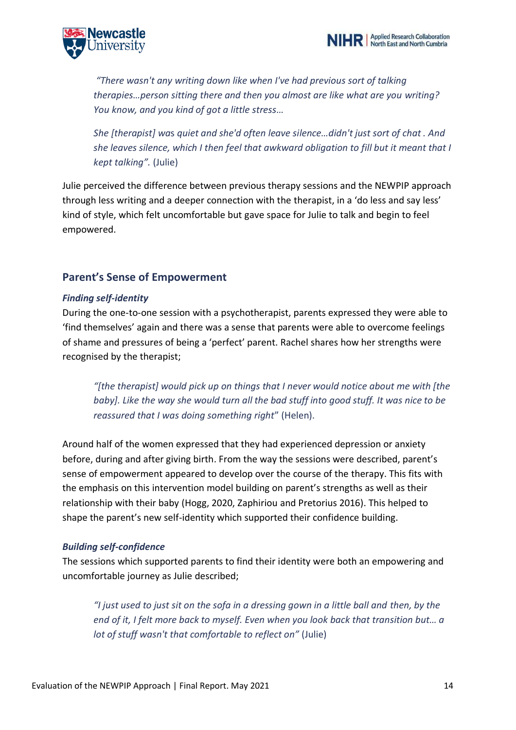> *"There wasn't any writing down like when I've had previous sort of talking therapies…person sitting there and then you almost are like what are you writing? You know, and you kind of got a little stress…*
>
> *She [therapist] was quiet and she'd often leave silence…didn't just sort of chat . And she leaves silence, which I then feel that awkward obligation to fill but it meant that I kept talking".* (Julie)

Julie perceived the difference between previous therapy sessions and the NEWPIP approach through less writing and a deeper connection with the therapist, in a 'do less and say less' kind of style, which felt uncomfortable but gave space for Julie to talk and begin to feel empowered.

## Parent's Sense of Empowerment

### *Finding self-identity*

During the one-to-one session with a psychotherapist, parents expressed they were able to 'find themselves' again and there was a sense that parents were able to overcome feelings of shame and pressures of being a 'perfect' parent. Rachel shares how her strengths were recognised by the therapist;

> *"[the therapist] would pick up on things that I never would notice about me with [the baby]. Like the way she would turn all the bad stuff into good stuff. It was nice to be reassured that I was doing something right*" (Helen).

Around half of the women expressed that they had experienced depression or anxiety before, during and after giving birth. From the way the sessions were described, parent's sense of empowerment appeared to develop over the course of the therapy. This fits with the emphasis on this intervention model building on parent's strengths as well as their relationship with their baby (Hogg, 2020, Zaphiriou and Pretorius 2016). This helped to shape the parent's new self-identity which supported their confidence building.

### *Building self-confidence*

The sessions which supported parents to find their identity were both an empowering and uncomfortable journey as Julie described;

> *"I just used to just sit on the sofa in a dressing gown in a little ball and then, by the end of it, I felt more back to myself. Even when you look back that transition but… a lot of stuff wasn't that comfortable to reflect on"* (Julie)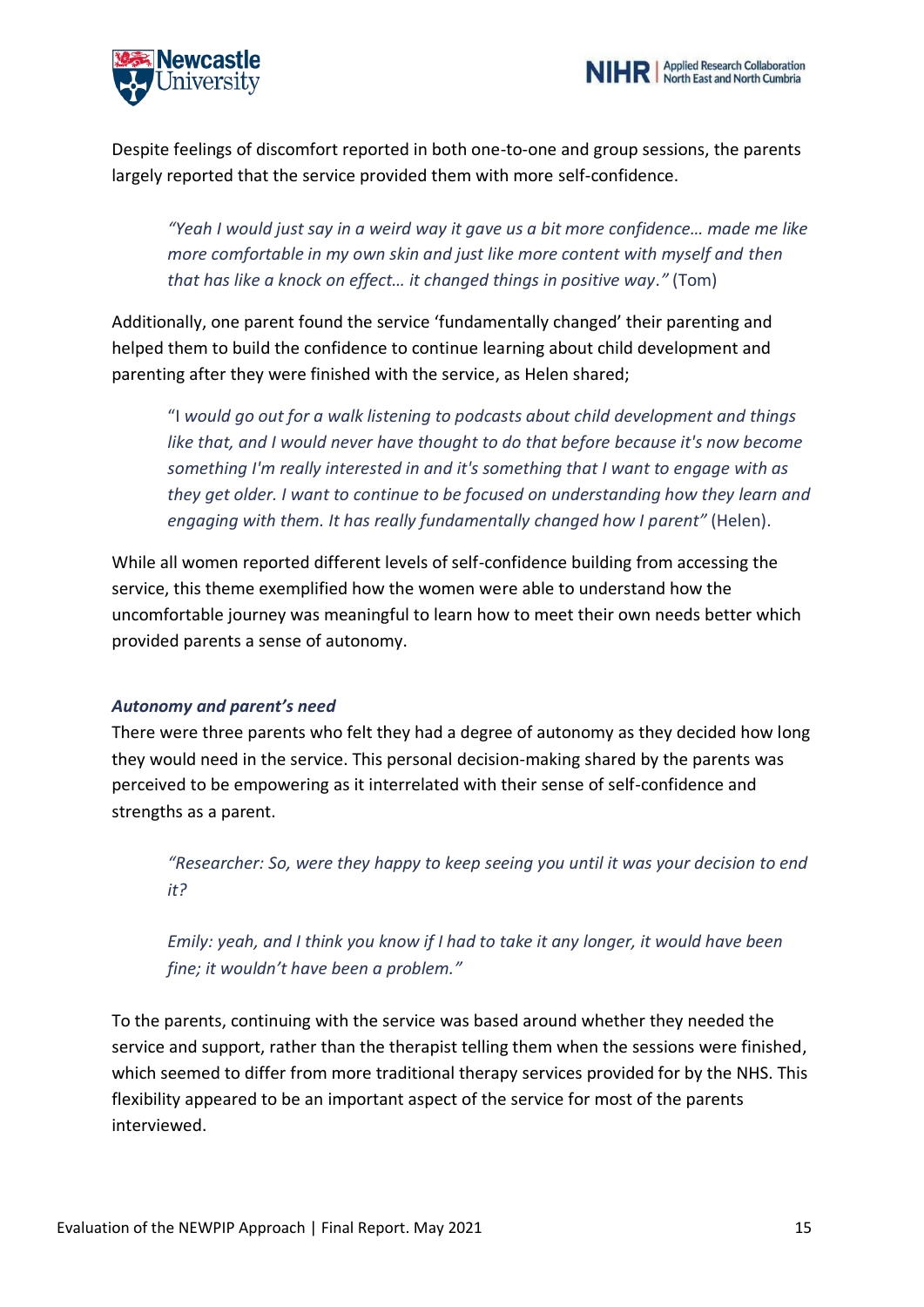Despite feelings of discomfort reported in both one-to-one and group sessions, the parents largely reported that the service provided them with more self-confidence.

> *"Yeah I would just say in a weird way it gave us a bit more confidence… made me like more comfortable in my own skin and just like more content with myself and then that has like a knock on effect… it changed things in positive way."* (Tom)

Additionally, one parent found the service 'fundamentally changed' their parenting and helped them to build the confidence to continue learning about child development and parenting after they were finished with the service, as Helen shared;

> "I *would go out for a walk listening to podcasts about child development and things like that, and I would never have thought to do that before because it's now become something I'm really interested in and it's something that I want to engage with as they get older. I want to continue to be focused on understanding how they learn and engaging with them. It has really fundamentally changed how I parent"* (Helen).

While all women reported different levels of self-confidence building from accessing the service, this theme exemplified how the women were able to understand how the uncomfortable journey was meaningful to learn how to meet their own needs better which provided parents a sense of autonomy.

#### *Autonomy and parent's need*

There were three parents who felt they had a degree of autonomy as they decided how long they would need in the service. This personal decision-making shared by the parents was perceived to be empowering as it interrelated with their sense of self-confidence and strengths as a parent.

> *"Researcher: So, were they happy to keep seeing you until it was your decision to end it?*
>
> *Emily: yeah, and I think you know if I had to take it any longer, it would have been fine; it wouldn't have been a problem."*

To the parents, continuing with the service was based around whether they needed the service and support, rather than the therapist telling them when the sessions were finished, which seemed to differ from more traditional therapy services provided for by the NHS. This flexibility appeared to be an important aspect of the service for most of the parents interviewed.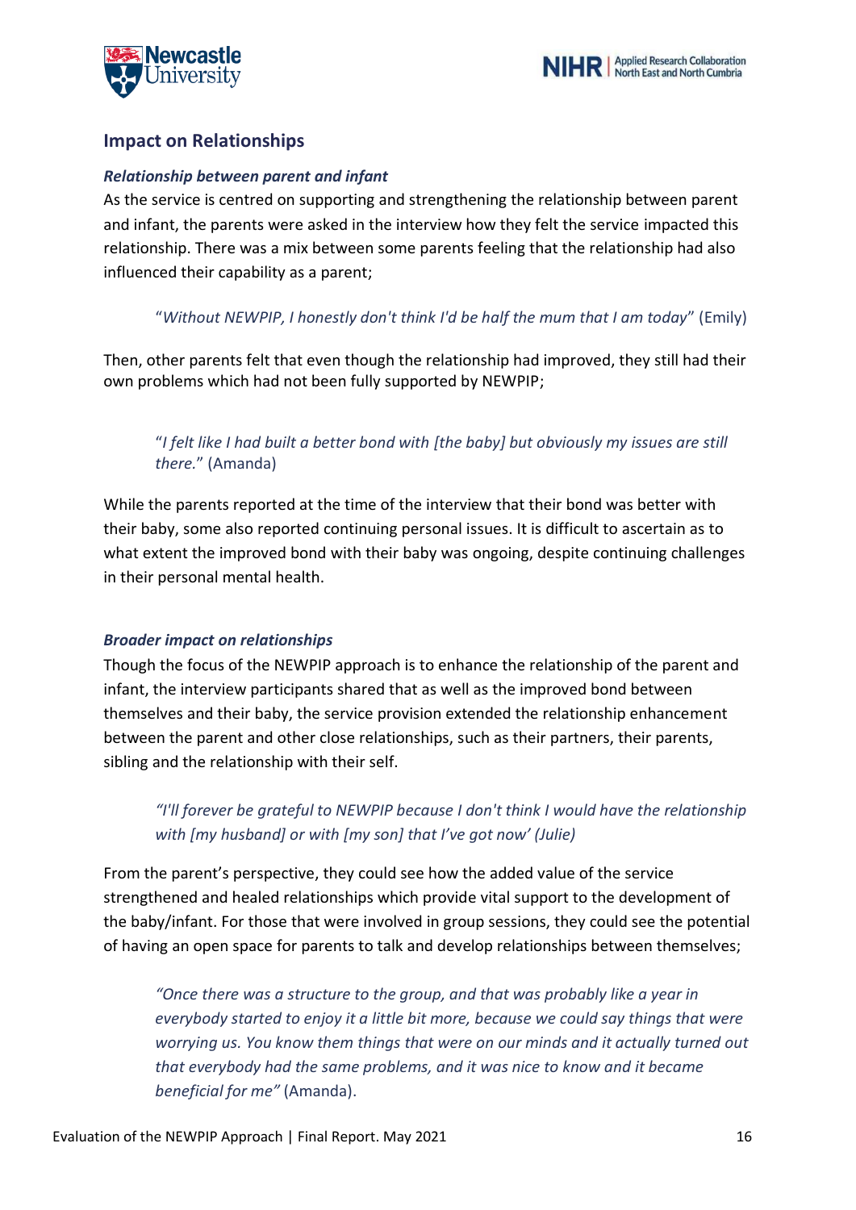## Impact on Relationships

### *Relationship between parent and infant*

As the service is centred on supporting and strengthening the relationship between parent and infant, the parents were asked in the interview how they felt the service impacted this relationship. There was a mix between some parents feeling that the relationship had also influenced their capability as a parent;

> "*Without NEWPIP, I honestly don't think I'd be half the mum that I am today*" (Emily)

Then, other parents felt that even though the relationship had improved, they still had their own problems which had not been fully supported by NEWPIP;

> "*I felt like I had built a better bond with [the baby] but obviously my issues are still there.*" (Amanda)

While the parents reported at the time of the interview that their bond was better with their baby, some also reported continuing personal issues. It is difficult to ascertain as to what extent the improved bond with their baby was ongoing, despite continuing challenges in their personal mental health.

### *Broader impact on relationships*

Though the focus of the NEWPIP approach is to enhance the relationship of the parent and infant, the interview participants shared that as well as the improved bond between themselves and their baby, the service provision extended the relationship enhancement between the parent and other close relationships, such as their partners, their parents, sibling and the relationship with their self.

> *"I'll forever be grateful to NEWPIP because I don't think I would have the relationship with [my husband] or with [my son] that I've got now' (Julie)*

From the parent's perspective, they could see how the added value of the service strengthened and healed relationships which provide vital support to the development of the baby/infant. For those that were involved in group sessions, they could see the potential of having an open space for parents to talk and develop relationships between themselves;

> *"Once there was a structure to the group, and that was probably like a year in everybody started to enjoy it a little bit more, because we could say things that were worrying us. You know them things that were on our minds and it actually turned out that everybody had the same problems, and it was nice to know and it became beneficial for me"* (Amanda).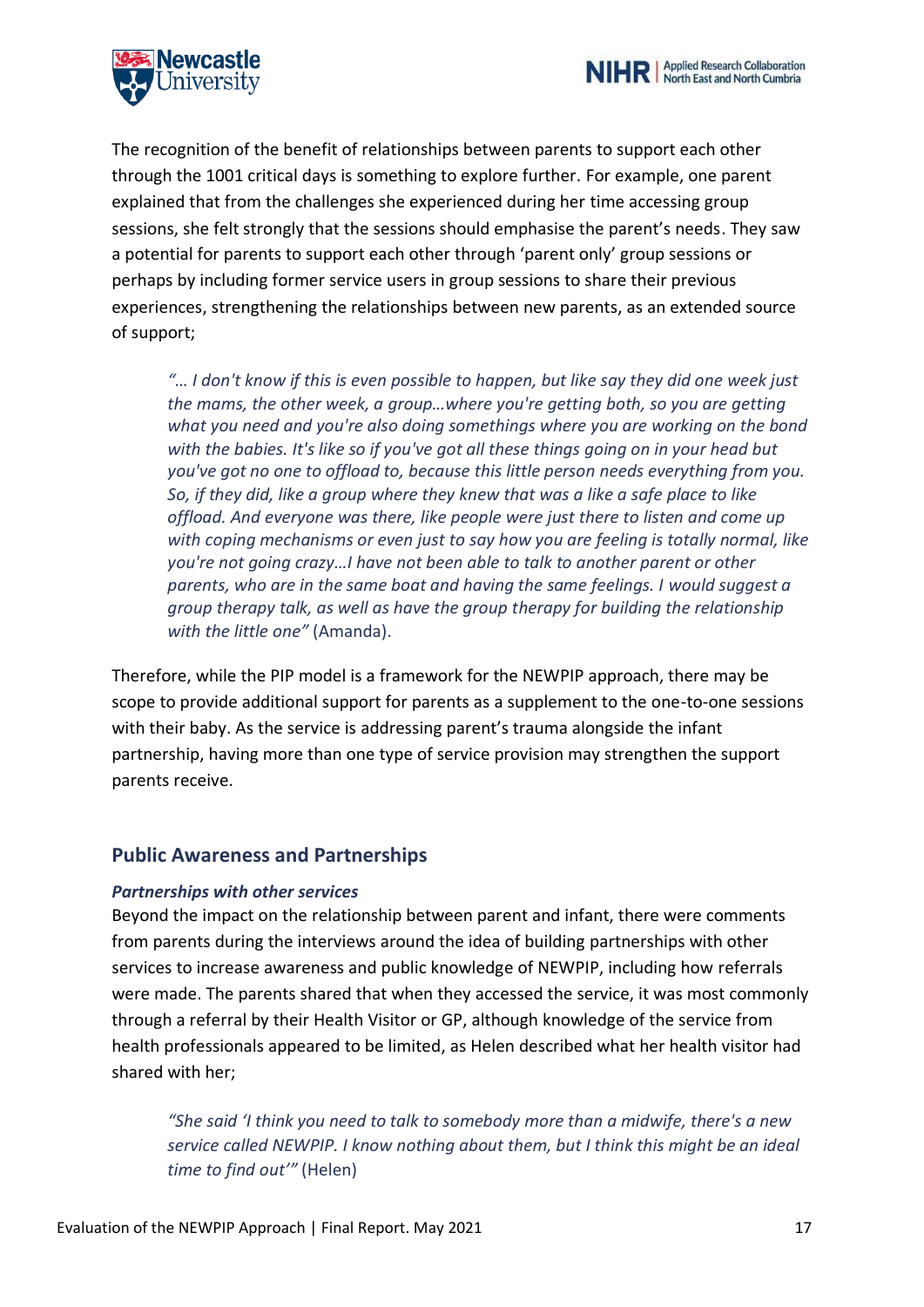The recognition of the benefit of relationships between parents to support each other through the 1001 critical days is something to explore further. For example, one parent explained that from the challenges she experienced during her time accessing group sessions, she felt strongly that the sessions should emphasise the parent's needs. They saw a potential for parents to support each other through 'parent only' group sessions or perhaps by including former service users in group sessions to share their previous experiences, strengthening the relationships between new parents, as an extended source of support;

> *"… I don't know if this is even possible to happen, but like say they did one week just the mams, the other week, a group…where you're getting both, so you are getting what you need and you're also doing somethings where you are working on the bond with the babies. It's like so if you've got all these things going on in your head but you've got no one to offload to, because this little person needs everything from you. So, if they did, like a group where they knew that was a like a safe place to like offload. And everyone was there, like people were just there to listen and come up with coping mechanisms or even just to say how you are feeling is totally normal, like you're not going crazy…I have not been able to talk to another parent or other parents, who are in the same boat and having the same feelings. I would suggest a group therapy talk, as well as have the group therapy for building the relationship with the little one"* (Amanda).

Therefore, while the PIP model is a framework for the NEWPIP approach, there may be scope to provide additional support for parents as a supplement to the one-to-one sessions with their baby. As the service is addressing parent's trauma alongside the infant partnership, having more than one type of service provision may strengthen the support parents receive.

## Public Awareness and Partnerships

### *Partnerships with other services*

Beyond the impact on the relationship between parent and infant, there were comments from parents during the interviews around the idea of building partnerships with other services to increase awareness and public knowledge of NEWPIP, including how referrals were made. The parents shared that when they accessed the service, it was most commonly through a referral by their Health Visitor or GP, although knowledge of the service from health professionals appeared to be limited, as Helen described what her health visitor had shared with her;

> *"She said 'I think you need to talk to somebody more than a midwife, there's a new service called NEWPIP. I know nothing about them, but I think this might be an ideal time to find out'"* (Helen)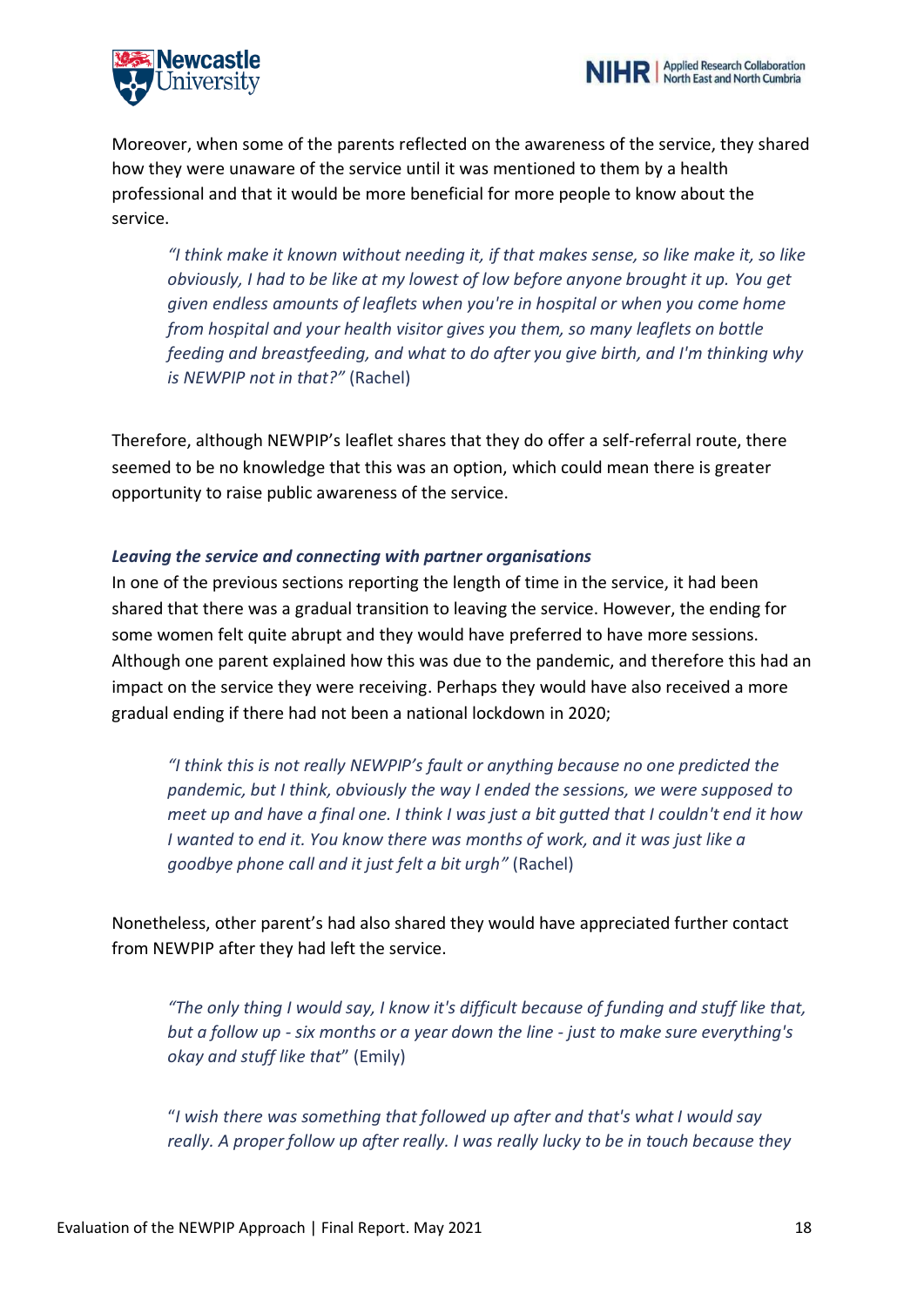Moreover, when some of the parents reflected on the awareness of the service, they shared how they were unaware of the service until it was mentioned to them by a health professional and that it would be more beneficial for more people to know about the service.

> *"I think make it known without needing it, if that makes sense, so like make it, so like obviously, I had to be like at my lowest of low before anyone brought it up. You get given endless amounts of leaflets when you're in hospital or when you come home from hospital and your health visitor gives you them, so many leaflets on bottle feeding and breastfeeding, and what to do after you give birth, and I'm thinking why is NEWPIP not in that?"* (Rachel)

Therefore, although NEWPIP's leaflet shares that they do offer a self-referral route, there seemed to be no knowledge that this was an option, which could mean there is greater opportunity to raise public awareness of the service.

#### *Leaving the service and connecting with partner organisations*

In one of the previous sections reporting the length of time in the service, it had been shared that there was a gradual transition to leaving the service. However, the ending for some women felt quite abrupt and they would have preferred to have more sessions. Although one parent explained how this was due to the pandemic, and therefore this had an impact on the service they were receiving. Perhaps they would have also received a more gradual ending if there had not been a national lockdown in 2020;

> *"I think this is not really NEWPIP's fault or anything because no one predicted the pandemic, but I think, obviously the way I ended the sessions, we were supposed to meet up and have a final one. I think I was just a bit gutted that I couldn't end it how I wanted to end it. You know there was months of work, and it was just like a goodbye phone call and it just felt a bit urgh"* (Rachel)

Nonetheless, other parent's had also shared they would have appreciated further contact from NEWPIP after they had left the service.

> *"The only thing I would say, I know it's difficult because of funding and stuff like that, but a follow up - six months or a year down the line - just to make sure everything's okay and stuff like that"* (Emily)

> *"I wish there was something that followed up after and that's what I would say really. A proper follow up after really. I was really lucky to be in touch because they*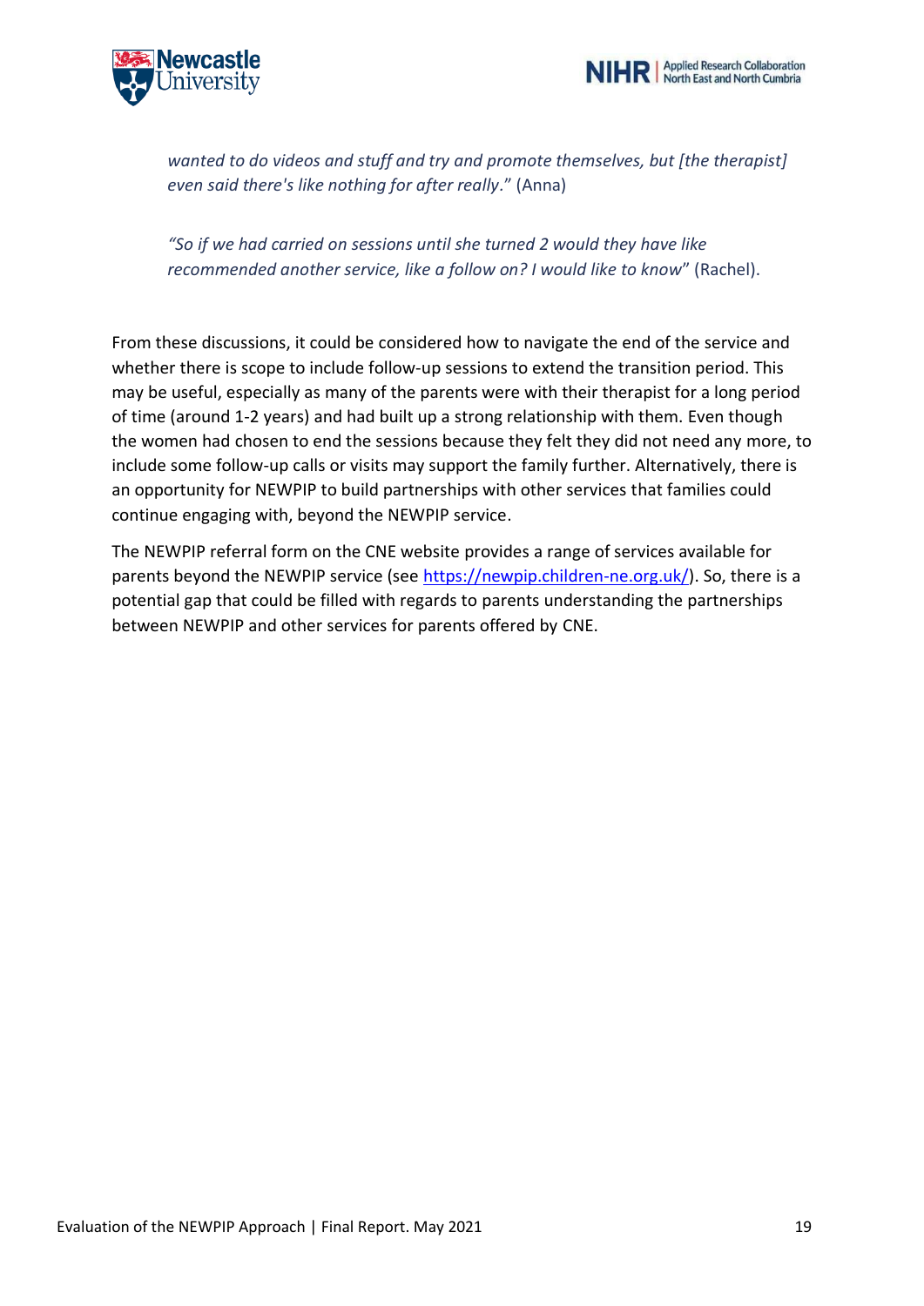*wanted to do videos and stuff and try and promote themselves, but [the therapist] even said there's like nothing for after really*." (Anna)

*"So if we had carried on sessions until she turned 2 would they have like recommended another service, like a follow on? I would like to know*" (Rachel).

From these discussions, it could be considered how to navigate the end of the service and whether there is scope to include follow-up sessions to extend the transition period. This may be useful, especially as many of the parents were with their therapist for a long period of time (around 1-2 years) and had built up a strong relationship with them. Even though the women had chosen to end the sessions because they felt they did not need any more, to include some follow-up calls or visits may support the family further. Alternatively, there is an opportunity for NEWPIP to build partnerships with other services that families could continue engaging with, beyond the NEWPIP service.

The NEWPIP referral form on the CNE website provides a range of services available for parents beyond the NEWPIP service (see https://newpip.children-ne.org.uk/). So, there is a potential gap that could be filled with regards to parents understanding the partnerships between NEWPIP and other services for parents offered by CNE.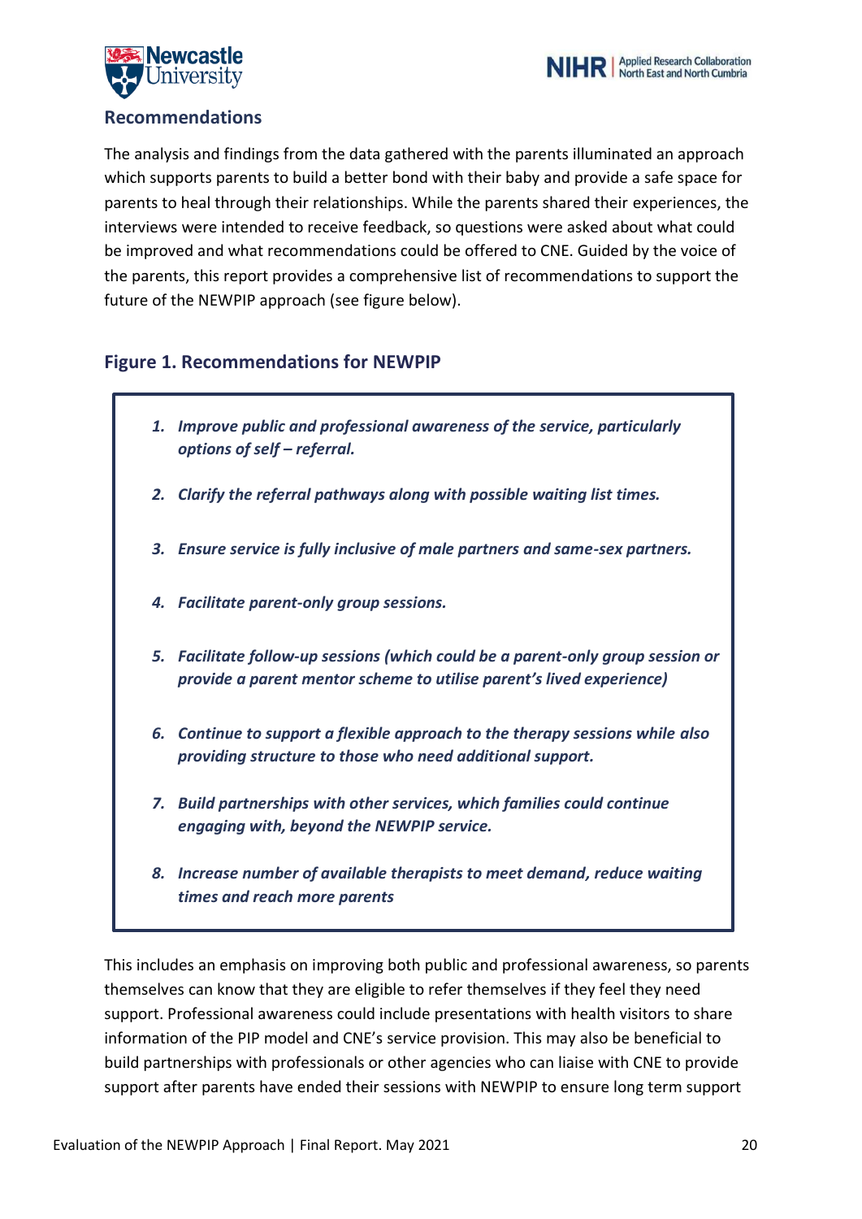## Recommendations

The analysis and findings from the data gathered with the parents illuminated an approach which supports parents to build a better bond with their baby and provide a safe space for parents to heal through their relationships. While the parents shared their experiences, the interviews were intended to receive feedback, so questions were asked about what could be improved and what recommendations could be offered to CNE. Guided by the voice of the parents, this report provides a comprehensive list of recommendations to support the future of the NEWPIP approach (see figure below).

### Figure 1. Recommendations for NEWPIP

1. ***Improve public and professional awareness of the service, particularly options of self – referral.***
2. ***Clarify the referral pathways along with possible waiting list times.***
3. ***Ensure service is fully inclusive of male partners and same-sex partners.***
4. ***Facilitate parent-only group sessions.***
5. ***Facilitate follow-up sessions (which could be a parent-only group session or provide a parent mentor scheme to utilise parent's lived experience)***
6. ***Continue to support a flexible approach to the therapy sessions while also providing structure to those who need additional support.***
7. ***Build partnerships with other services, which families could continue engaging with, beyond the NEWPIP service.***
8. ***Increase number of available therapists to meet demand, reduce waiting times and reach more parents***

This includes an emphasis on improving both public and professional awareness, so parents themselves can know that they are eligible to refer themselves if they feel they need support. Professional awareness could include presentations with health visitors to share information of the PIP model and CNE's service provision. This may also be beneficial to build partnerships with professionals or other agencies who can liaise with CNE to provide support after parents have ended their sessions with NEWPIP to ensure long term support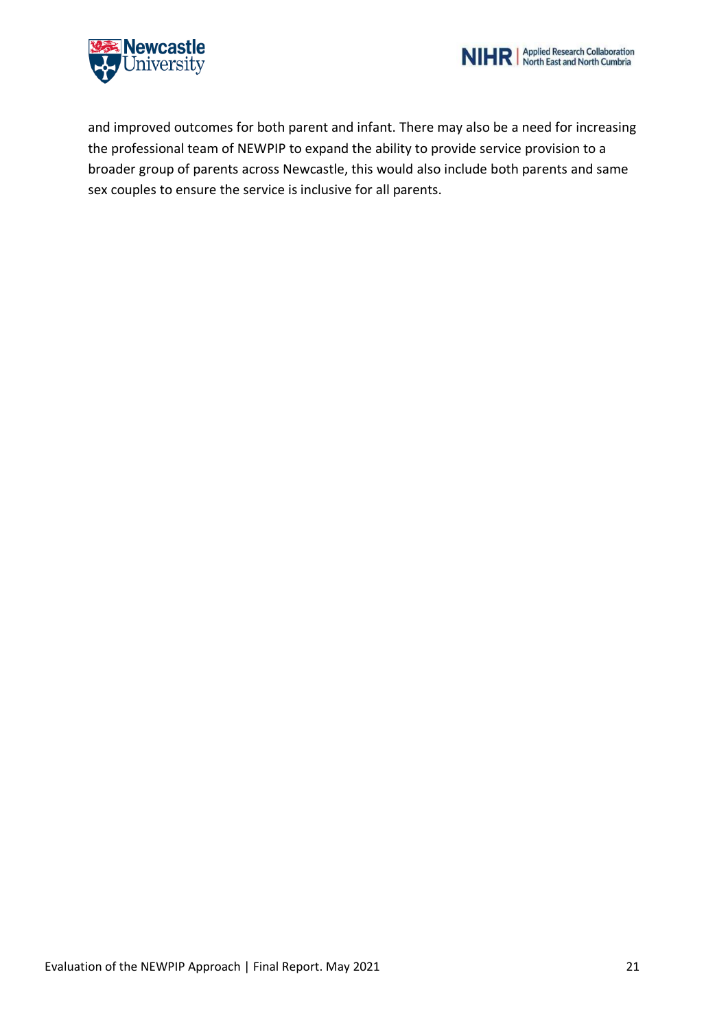and improved outcomes for both parent and infant. There may also be a need for increasing the professional team of NEWPIP to expand the ability to provide service provision to a broader group of parents across Newcastle, this would also include both parents and same sex couples to ensure the service is inclusive for all parents.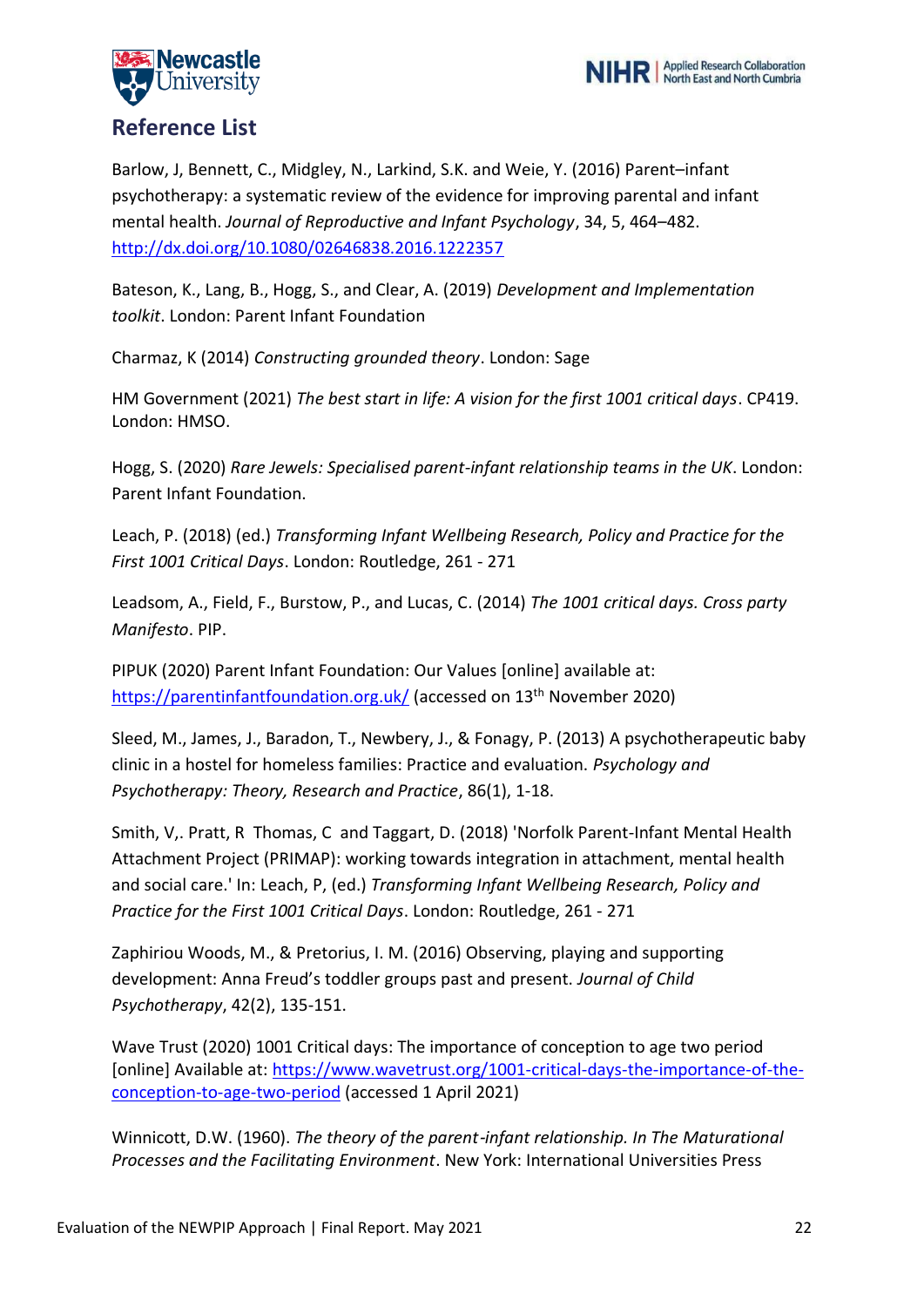## Reference List

Barlow, J, Bennett, C., Midgley, N., Larkind, S.K. and Weie, Y. (2016) Parent–infant psychotherapy: a systematic review of the evidence for improving parental and infant mental health. *Journal of Reproductive and Infant Psychology*, 34, 5, 464–482. http://dx.doi.org/10.1080/02646838.2016.1222357

Bateson, K., Lang, B., Hogg, S., and Clear, A. (2019) *Development and Implementation toolkit*. London: Parent Infant Foundation

Charmaz, K (2014) *Constructing grounded theory*. London: Sage

HM Government (2021) *The best start in life: A vision for the first 1001 critical days*. CP419. London: HMSO.

Hogg, S. (2020) *Rare Jewels: Specialised parent-infant relationship teams in the UK*. London: Parent Infant Foundation.

Leach, P. (2018) (ed.) *Transforming Infant Wellbeing Research, Policy and Practice for the First 1001 Critical Days*. London: Routledge, 261 - 271

Leadsom, A., Field, F., Burstow, P., and Lucas, C. (2014) *The 1001 critical days. Cross party Manifesto*. PIP.

PIPUK (2020) Parent Infant Foundation: Our Values [online] available at: https://parentinfantfoundation.org.uk/ (accessed on 13th November 2020)

Sleed, M., James, J., Baradon, T., Newbery, J., & Fonagy, P. (2013) A psychotherapeutic baby clinic in a hostel for homeless families: Practice and evaluation. *Psychology and Psychotherapy: Theory, Research and Practice*, 86(1), 1-18.

Smith, V,. Pratt, R Thomas, C and Taggart, D. (2018) 'Norfolk Parent-Infant Mental Health Attachment Project (PRIMAP): working towards integration in attachment, mental health and social care.' In: Leach, P, (ed.) *Transforming Infant Wellbeing Research, Policy and Practice for the First 1001 Critical Days*. London: Routledge, 261 - 271

Zaphiriou Woods, M., & Pretorius, I. M. (2016) Observing, playing and supporting development: Anna Freud's toddler groups past and present. *Journal of Child Psychotherapy*, 42(2), 135-151.

Wave Trust (2020) 1001 Critical days: The importance of conception to age two period [online] Available at: https://www.wavetrust.org/1001-critical-days-the-importance-of-the-conception-to-age-two-period (accessed 1 April 2021)

Winnicott, D.W. (1960). *The theory of the parent-infant relationship. In The Maturational Processes and the Facilitating Environment*. New York: International Universities Press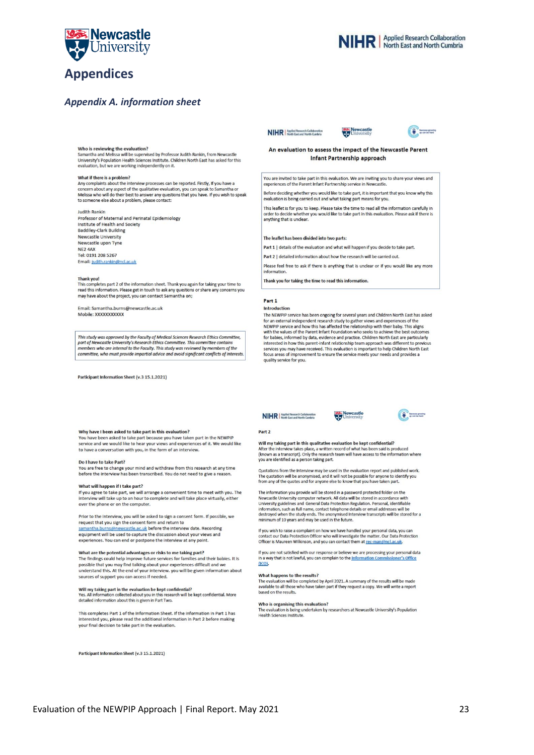# Appendices

## *Appendix A. information sheet*

**Who is reviewing the evaluation?**
Samantha and Melissa will be supervised by Professor Judith Rankin, from Newcastle University's Population Health Sciences Institute. Children North East has asked for this evaluation, but we are working independently on it.

**What if there is a problem?**
Any complaints about the interview processes can be reported. Firstly, if you have a concern about any aspect of the qualitative evaluation, you can speak to Samantha or Melissa who will do their best to answer any questions that you have. If you wish to speak to someone else about a problem, please contact:

Judith Rankin
Professor of Maternal and Perinatal Epidemiology
Institute of Health and Society
Baddiley-Clark Building
Newcastle University
Newcastle upon Tyne
NE2 4AX
Tel: 0191 208 5267
Email: judith.rankin@ncl.ac.uk

**Thank you!**
This completes part 2 of the information sheet. Thank you again for taking your time to read this information. Please get in touch to ask any questions or share any concerns you may have about the project, you can contact Samantha on;

Email: Samantha.burns@newcastle.ac.uk
Mobile: XXXXXXXXXXX

*This study was approved by the Faculty of Medical Sciences Research Ethics Committee, part of Newcastle University's Research Ethics Committee. This committee contains members who are internal to the Faculty. This study was reviewed by members of the committee, who must provide impartial advice and avoid significant conflicts of interests.*

Participant Information Sheet (v.3 15.1.2021)

**An evaluation to assess the impact of the Newcastle Parent Infant Partnership approach**

You are invited to take part in this evaluation. We are inviting you to share your views and experiences of the Parent Infant Partnership service in Newcastle.

Before deciding whether you would like to take part, it is important that you know why this evaluation is being carried out and what taking part means for you.

This leaflet is for you to keep. Please take the time to read all the information carefully in order to decide whether you would like to take part in this evaluation. Please ask if there is anything that is unclear.

The leaflet has been divided into two parts:

Part 1 | details of the evaluation and what will happen if you decide to take part.

Part 2 | detailed information about how the research will be carried out.

Please feel free to ask if there is anything that is unclear or if you would like any more information.

Thank you for taking the time to read this information.

**Part 1**

**Introduction**
The NEWPIP service has been ongoing for several years and Children North East has asked for an external independent research study to gather views and experiences of the NEWPIP service and how this has affected the relationship with their baby. This aligns with the values of the Parent Infant Foundation who seeks to achieve the best outcomes for babies, informed by data, evidence and practice. Children North East are particularly interested in how this parent-infant relationship team approach was different to previous services you may have received. This evaluation is important to help Children North East focus areas of improvement to ensure the service meets your needs and provides a quality service for you.

**Why have I been asked to take part in this evaluation?**
You have been asked to take part because you have taken part in the NEWPIP service and we would like to hear your views and experiences of it. We would like to have a conversation with you, in the form of an interview.

**Do I have to take Part?**
You are free to change your mind and withdraw from this research at any time before the interview has been transcribed. You do not need to give a reason.

**What will happen if I take part?**
If you agree to take part, we will arrange a convenient time to meet with you. The interview will take up to an hour to complete and will take place virtually, either over the phone or on the computer.

Prior to the interview, you will be asked to sign a consent form. If possible, we request that you sign the consent form and return to samantha.burns@newcastle.ac.uk before the interview date. Recording equipment will be used to capture the discussion about your views and experiences. You can end or postpone the interview at any point.

**What are the potential advantages or risks to me taking part?**
The findings could help improve future services for families and their babies. It is possible that you may find talking about your experiences difficult and we understand this. At the end of your interview. you will be given information about sources of support you can access if needed.

**Will my taking part in the evaluation be kept confidential?**
Yes. All information collected about you in this research will be kept confidential. More detailed information about this is given in Part Two.

This completes Part 1 of the Information Sheet. If the information in Part 1 has interested you, please read the additional information in Part 2 before making your final decision to take part in the evaluation.

Participant Information Sheet (v.3 15.1.2021)

**Part 2**

**Will my taking part in this qualitative evaluation be kept confidential?**
After the interview takes place, a written record of what has been said is produced (known as a transcript). Only the research team will have access to the information where you are identified as a person taking part.

Quotations from the interview may be used in the evaluation report and published work. The quotation will be anonymised, and it will not be possible for anyone to identify you from any of the quotes and for anyone else to know that you have taken part.

The information you provide will be stored in a password protected folder on the Newcastle University computer network. All data will be stored in accordance with University guidelines and General Data Protection Regulation. Personal, identifiable information, such as full name, contact telephone details or email addresses will be destroyed when the study ends. The anonymised interview transcripts will be stored for a minimum of 10 years and may be used in the future.

If you wish to raise a complaint on how we have handled your personal data, you can contact our Data Protection Officer who will investigate the matter. Our Data Protection Officer is Maureen Wilkinson, and you can contact them at rec-man@ncl.ac.uk.

If you are not satisfied with our response or believe we are processing your personal data in a way that is not lawful, you can complain to the Information Commissioner's Office (ICO).

**What happens to the results?**
The evaluation will be completed by April 2021. A summary of the results will be made available to all those who have taken part if they request a copy. We will write a report based on the results.

**Who is organising this evaluation?**
The evaluation is being undertaken by researchers at Newcastle University's Population Health Sciences Institute.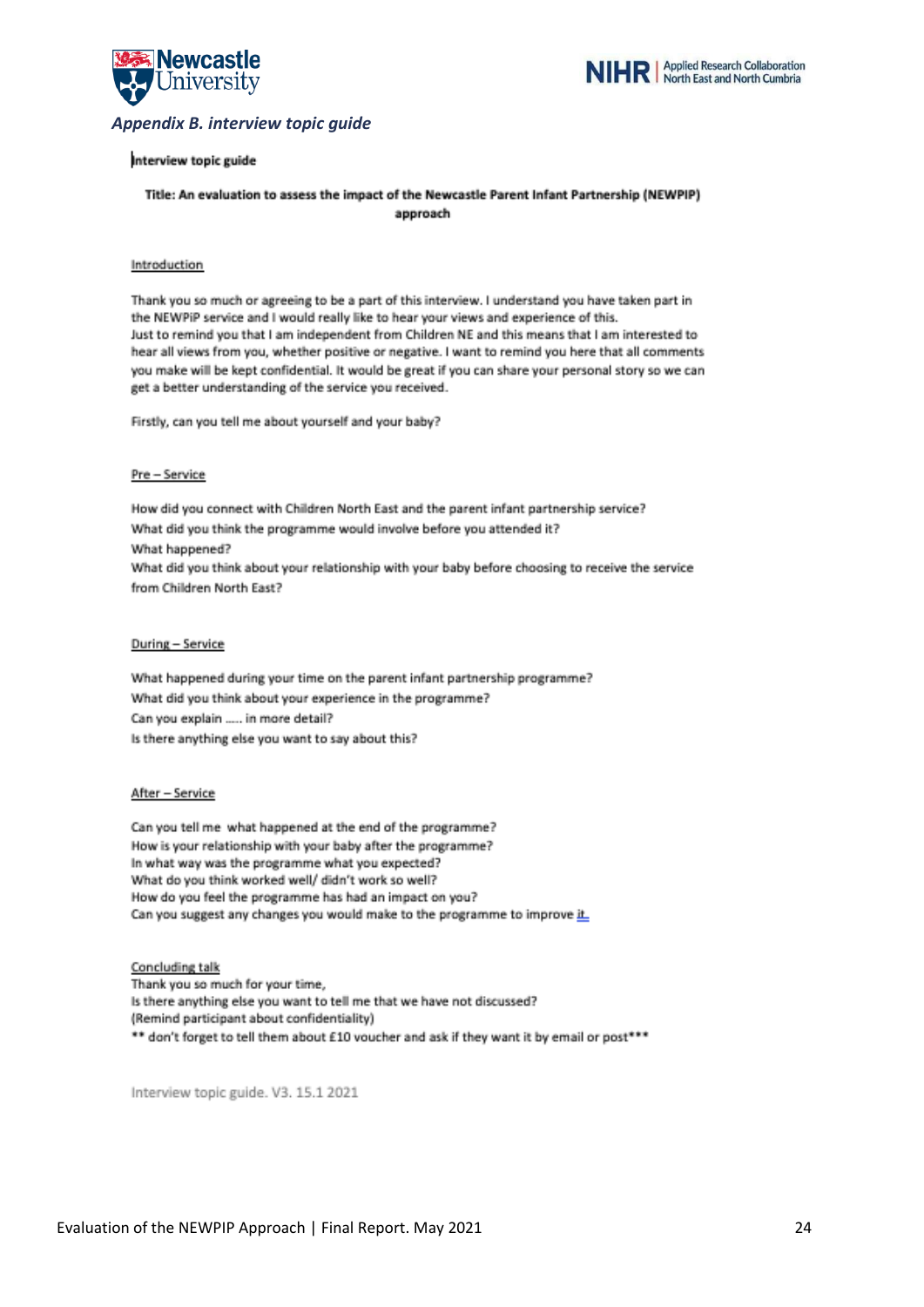*Appendix B. interview topic guide*

**Interview topic guide**

**Title: An evaluation to assess the impact of the Newcastle Parent Infant Partnership (NEWPIP) approach**

Introduction

Thank you so much or agreeing to be a part of this interview. I understand you have taken part in the NEWPiP service and I would really like to hear your views and experience of this.
Just to remind you that I am independent from Children NE and this means that I am interested to hear all views from you, whether positive or negative. I want to remind you here that all comments you make will be kept confidential. It would be great if you can share your personal story so we can get a better understanding of the service you received.

Firstly, can you tell me about yourself and your baby?

Pre – Service

How did you connect with Children North East and the parent infant partnership service?
What did you think the programme would involve before you attended it?
What happened?
What did you think about your relationship with your baby before choosing to receive the service from Children North East?

During – Service

What happened during your time on the parent infant partnership programme?
What did you think about your experience in the programme?
Can you explain ….. in more detail?
Is there anything else you want to say about this?

After – Service

Can you tell me what happened at the end of the programme?
How is your relationship with your baby after the programme?
In what way was the programme what you expected?
What do you think worked well/ didn't work so well?
How do you feel the programme has had an impact on you?
Can you suggest any changes you would make to the programme to improve it.

Concluding talk
Thank you so much for your time,
Is there anything else you want to tell me that we have not discussed?
(Remind participant about confidentiality)
** don't forget to tell them about £10 voucher and ask if they want it by email or post***

Interview topic guide. V3. 15.1 2021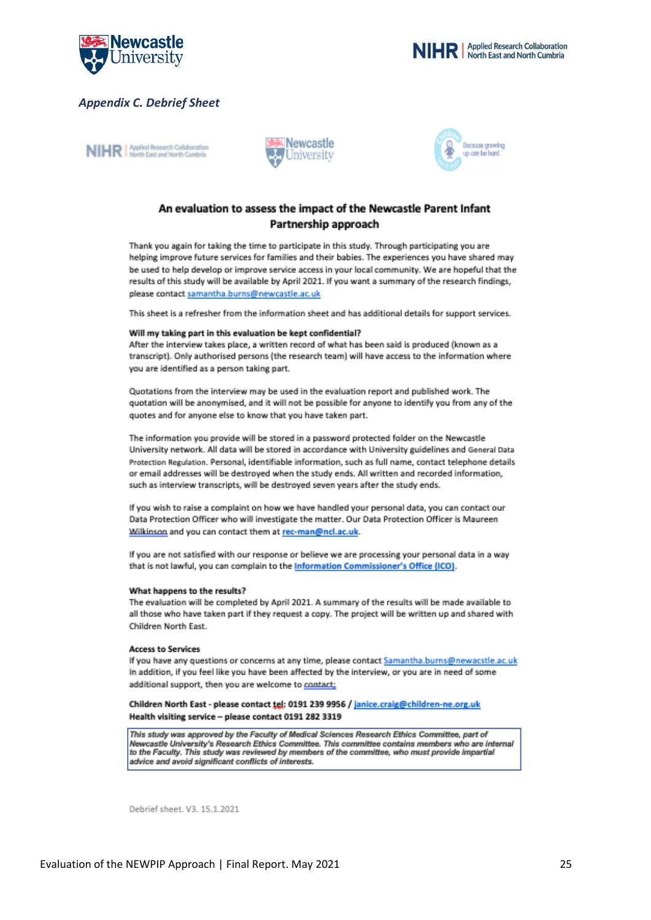*Appendix C. Debrief Sheet*

## An evaluation to assess the impact of the Newcastle Parent Infant Partnership approach

Thank you again for taking the time to participate in this study. Through participating you are helping improve future services for families and their babies. The experiences you have shared may be used to help develop or improve service access in your local community. We are hopeful that the results of this study will be available by April 2021. If you want a summary of the research findings, please contact samantha.burns@newcastle.ac.uk

This sheet is a refresher from the information sheet and has additional details for support services.

**Will my taking part in this evaluation be kept confidential?**
After the interview takes place, a written record of what has been said is produced (known as a transcript). Only authorised persons (the research team) will have access to the information where you are identified as a person taking part.

Quotations from the interview may be used in the evaluation report and published work. The quotation will be anonymised, and it will not be possible for anyone to identify you from any of the quotes and for anyone else to know that you have taken part.

The information you provide will be stored in a password protected folder on the Newcastle University network. All data will be stored in accordance with University guidelines and General Data Protection Regulation. Personal, identifiable information, such as full name, contact telephone details or email addresses will be destroyed when the study ends. All written and recorded information, such as interview transcripts, will be destroyed seven years after the study ends.

If you wish to raise a complaint on how we have handled your personal data, you can contact our Data Protection Officer who will investigate the matter. Our Data Protection Officer is Maureen Wilkinson and you can contact them at rec-man@ncl.ac.uk.

If you are not satisfied with our response or believe we are processing your personal data in a way that is not lawful, you can complain to the Information Commissioner's Office (ICO).

**What happens to the results?**
The evaluation will be completed by April 2021. A summary of the results will be made available to all those who have taken part if they request a copy. The project will be written up and shared with Children North East.

**Access to Services**
If you have any questions or concerns at any time, please contact Samantha.burns@newacstle.ac.uk In addition, if you feel like you have been affected by the interview, or you are in need of some additional support, then you are welcome to contact:

**Children North East - please contact tel: 0191 239 9956 / janice.craig@children-ne.org.uk**
**Health visiting service – please contact 0191 282 3319**

***This study was approved by the Faculty of Medical Sciences Research Ethics Committee, part of Newcastle University's Research Ethics Committee. This committee contains members who are internal to the Faculty. This study was reviewed by members of the committee, who must provide impartial advice and avoid significant conflicts of interests.***

Debrief sheet. V3. 15.1.2021